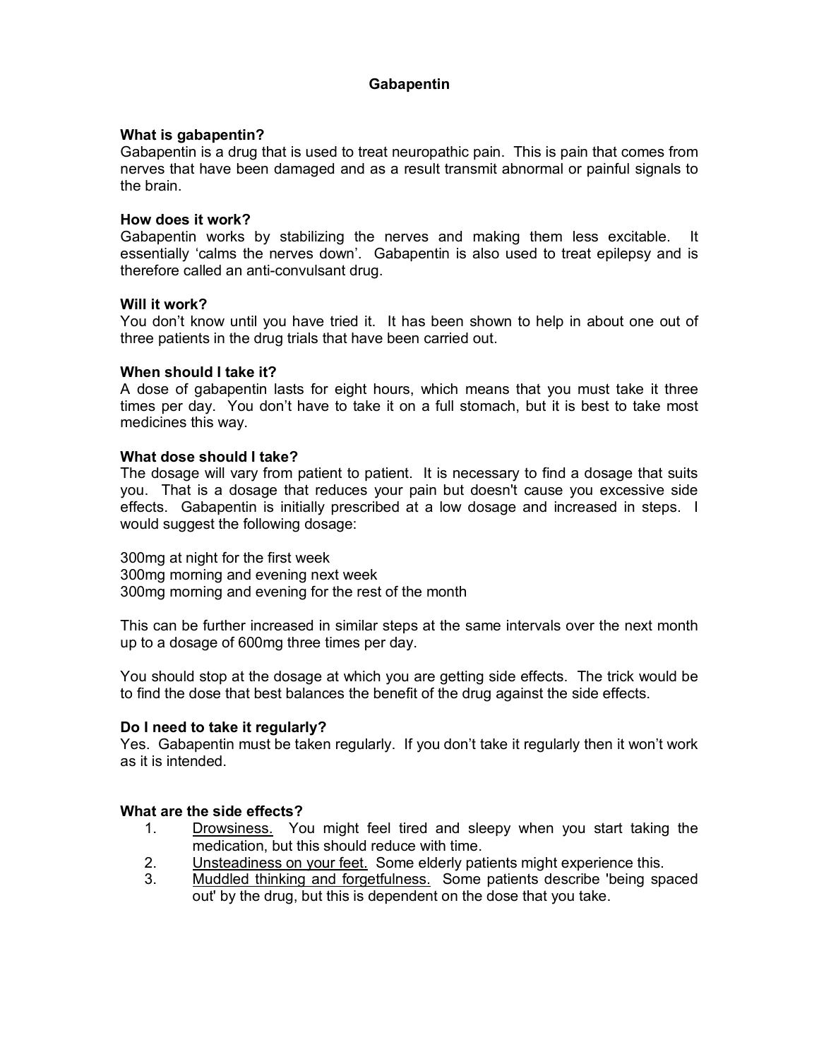# Gabapentin

### What is gabapentin?

Gabapentin is a drug that is used to treat neuropathic pain. This is pain that comes from nerves that have been damaged and as a result transmit abnormal or painful signals to the brain.

### How does it work?

Gabapentin works by stabilizing the nerves and making them less excitable. It essentially 'calms the nerves down'. Gabapentin is also used to treat epilepsy and is therefore called an anti-convulsant drug.

### Will it work?

You don't know until you have tried it. It has been shown to help in about one out of three patients in the drug trials that have been carried out.

### When should I take it?

A dose of gabapentin lasts for eight hours, which means that you must take it three times per day. You don't have to take it on a full stomach, but it is best to take most medicines this way.

### What dose should I take?

The dosage will vary from patient to patient. It is necessary to find a dosage that suits you. That is a dosage that reduces your pain but doesn't cause you excessive side effects. Gabapentin is initially prescribed at a low dosage and increased in steps. I would suggest the following dosage:

300mg at night for the first week
300mg morning and evening next week
300mg morning and evening for the rest of the month

This can be further increased in similar steps at the same intervals over the next month up to a dosage of 600mg three times per day.

You should stop at the dosage at which you are getting side effects. The trick would be to find the dose that best balances the benefit of the drug against the side effects.

### Do I need to take it regularly?

Yes. Gabapentin must be taken regularly. If you don't take it regularly then it won't work as it is intended.

### What are the side effects?

1. Drowsiness. You might feel tired and sleepy when you start taking the medication, but this should reduce with time.
2. Unsteadiness on your feet. Some elderly patients might experience this.
3. Muddled thinking and forgetfulness. Some patients describe 'being spaced out' by the drug, but this is dependent on the dose that you take.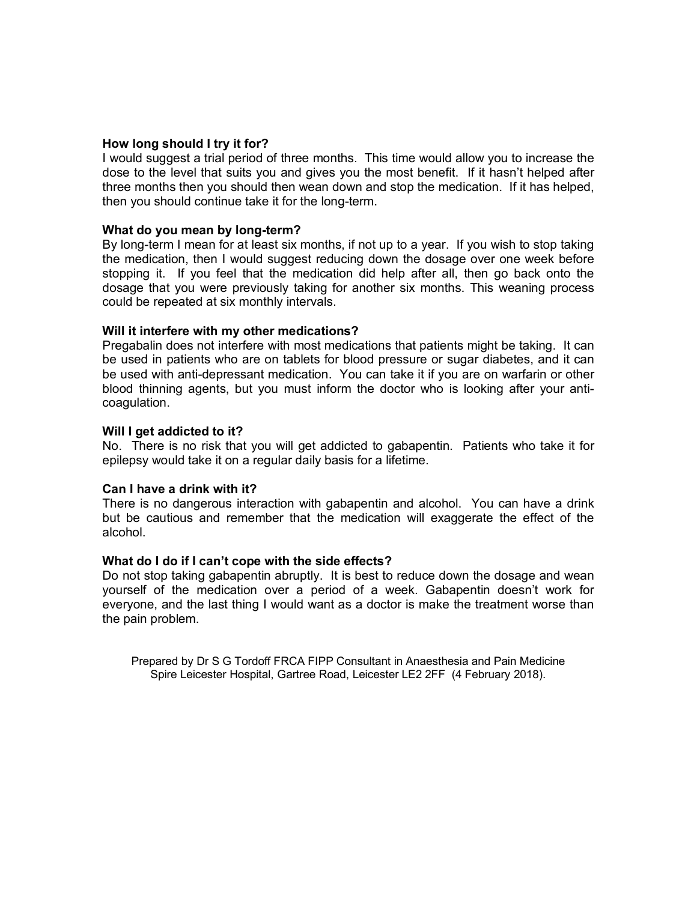**How long should I try it for?**
I would suggest a trial period of three months. This time would allow you to increase the dose to the level that suits you and gives you the most benefit. If it hasn't helped after three months then you should then wean down and stop the medication. If it has helped, then you should continue take it for the long-term.

**What do you mean by long-term?**
By long-term I mean for at least six months, if not up to a year. If you wish to stop taking the medication, then I would suggest reducing down the dosage over one week before stopping it. If you feel that the medication did help after all, then go back onto the dosage that you were previously taking for another six months. This weaning process could be repeated at six monthly intervals.

**Will it interfere with my other medications?**
Pregabalin does not interfere with most medications that patients might be taking. It can be used in patients who are on tablets for blood pressure or sugar diabetes, and it can be used with anti-depressant medication. You can take it if you are on warfarin or other blood thinning agents, but you must inform the doctor who is looking after your anti-coagulation.

**Will I get addicted to it?**
No. There is no risk that you will get addicted to gabapentin. Patients who take it for epilepsy would take it on a regular daily basis for a lifetime.

**Can I have a drink with it?**
There is no dangerous interaction with gabapentin and alcohol. You can have a drink but be cautious and remember that the medication will exaggerate the effect of the alcohol.

**What do I do if I can't cope with the side effects?**
Do not stop taking gabapentin abruptly. It is best to reduce down the dosage and wean yourself of the medication over a period of a week. Gabapentin doesn't work for everyone, and the last thing I would want as a doctor is make the treatment worse than the pain problem.

Prepared by Dr S G Tordoff FRCA FIPP Consultant in Anaesthesia and Pain Medicine
Spire Leicester Hospital, Gartree Road, Leicester LE2 2FF (4 February 2018).